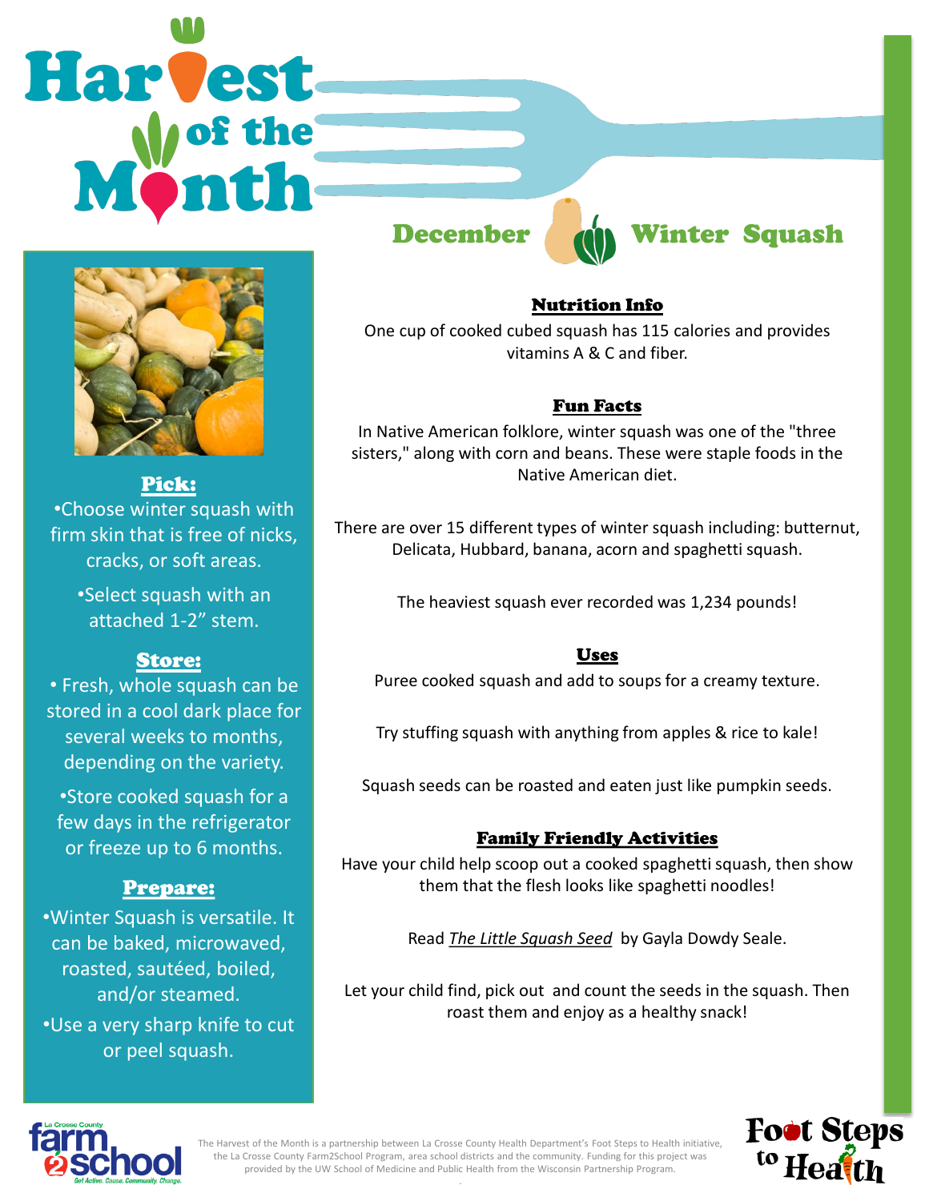# Harvest of the Month

## December — Winter Squash

### Pick:

- Choose winter squash with firm skin that is free of nicks, cracks, or soft areas.
- Select squash with an attached 1-2" stem.

### Store:

- Fresh, whole squash can be stored in a cool dark place for several weeks to months, depending on the variety.
- Store cooked squash for a few days in the refrigerator or freeze up to 6 months.

### Prepare:

- Winter Squash is versatile. It can be baked, microwaved, roasted, sautéed, boiled, and/or steamed.
- Use a very sharp knife to cut or peel squash.

### Nutrition Info

One cup of cooked cubed squash has 115 calories and provides vitamins A & C and fiber.

### Fun Facts

In Native American folklore, winter squash was one of the "three sisters," along with corn and beans. These were staple foods in the Native American diet.

There are over 15 different types of winter squash including: butternut, Delicata, Hubbard, banana, acorn and spaghetti squash.

The heaviest squash ever recorded was 1,234 pounds!

### Uses

Puree cooked squash and add to soups for a creamy texture.

Try stuffing squash with anything from apples & rice to kale!

Squash seeds can be roasted and eaten just like pumpkin seeds.

### Family Friendly Activities

Have your child help scoop out a cooked spaghetti squash, then show them that the flesh looks like spaghetti noodles!

Read *The Little Squash Seed* by Gayla Dowdy Seale.

Let your child find, pick out and count the seeds in the squash. Then roast them and enjoy as a healthy snack!

La Crosse County farm2school — Get Active. Cause. Community. Change.

The Harvest of the Month is a partnership between La Crosse County Health Department's Foot Steps to Health initiative, the La Crosse County Farm2School Program, area school districts and the community. Funding for this project was provided by the UW School of Medicine and Public Health from the Wisconsin Partnership Program.

Foot Steps to Health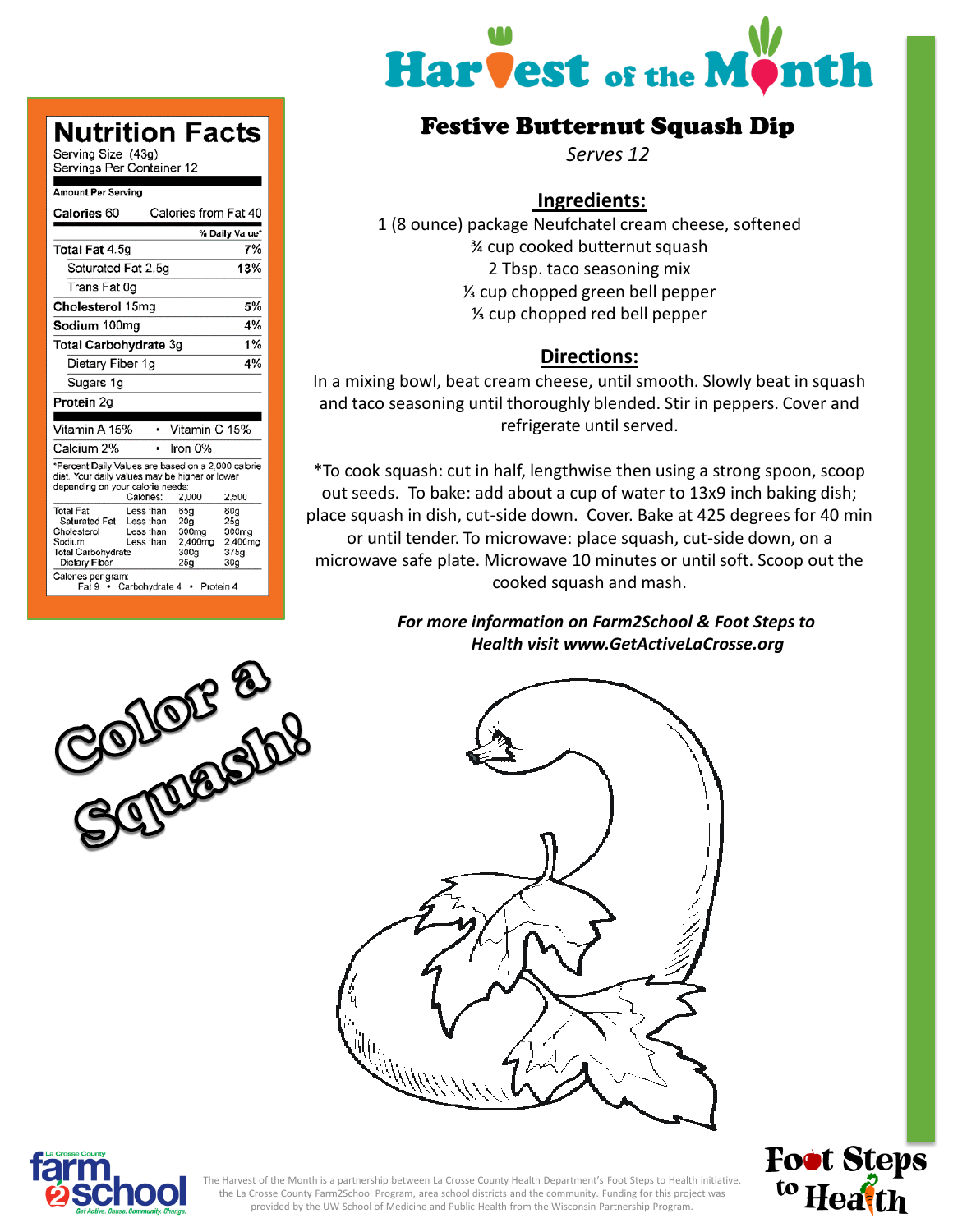# Harvest of the Month

## Festive Butternut Squash Dip

*Serves 12*

### Ingredients:

1 (8 ounce) package Neufchatel cream cheese, softened
¾ cup cooked butternut squash
2 Tbsp. taco seasoning mix
⅓ cup chopped green bell pepper
⅓ cup chopped red bell pepper

### Directions:

In a mixing bowl, beat cream cheese, until smooth. Slowly beat in squash and taco seasoning until thoroughly blended. Stir in peppers. Cover and refrigerate until served.

*To cook squash: cut in half, lengthwise then using a strong spoon, scoop out seeds. To bake: add about a cup of water to 13x9 inch baking dish; place squash in dish, cut-side down. Cover. Bake at 425 degrees for 40 min or until tender. To microwave: place squash, cut-side down, on a microwave safe plate. Microwave 10 minutes or until soft. Scoop out the cooked squash and mash.

***For more information on Farm2School & Foot Steps to Health visit www.GetActiveLaCrosse.org***

## Nutrition Facts

Serving Size (43g)
Servings Per Container 12

| Amount Per Serving | |
|---|---|
| Calories 60 | Calories from Fat 40 |
| | % Daily Value* |
| **Total Fat** 4.5g | 7% |
| Saturated Fat 2.5g | 13% |
| Trans Fat 0g | |
| **Cholesterol** 15mg | 5% |
| **Sodium** 100mg | 4% |
| **Total Carbohydrate** 3g | 1% |
| Dietary Fiber 1g | 4% |
| Sugars 1g | |
| **Protein** 2g | |

| | |
|---|---|
| Vitamin A 15% | Vitamin C 15% |
| Calcium 2% | Iron 0% |

*Percent Daily Values are based on a 2,000 calorie diet. Your daily values may be higher or lower depending on your calorie needs:

| | | 2,000 | 2,500 |
|---|---|---|---|
| Total Fat | Less than | 65g | 80g |
| Saturated Fat | Less than | 20g | 25g |
| Cholesterol | Less than | 300mg | 300mg |
| Sodium | Less than | 2,400mg | 2,400mg |
| Total Carbohydrate | | 300g | 375g |
| Dietary Fiber | | 25g | 30g |

Calories per gram:
Fat 9 • Carbohydrate 4 • Protein 4

**Color a Squash!**

La Crosse County farm 2 school — Get Active. Cause. Community. Change.

The Harvest of the Month is a partnership between La Crosse County Health Department's Foot Steps to Health initiative, the La Crosse County Farm2School Program, area school districts and the community. Funding for this project was provided by the UW School of Medicine and Public Health from the Wisconsin Partnership Program.

Foot Steps to Health